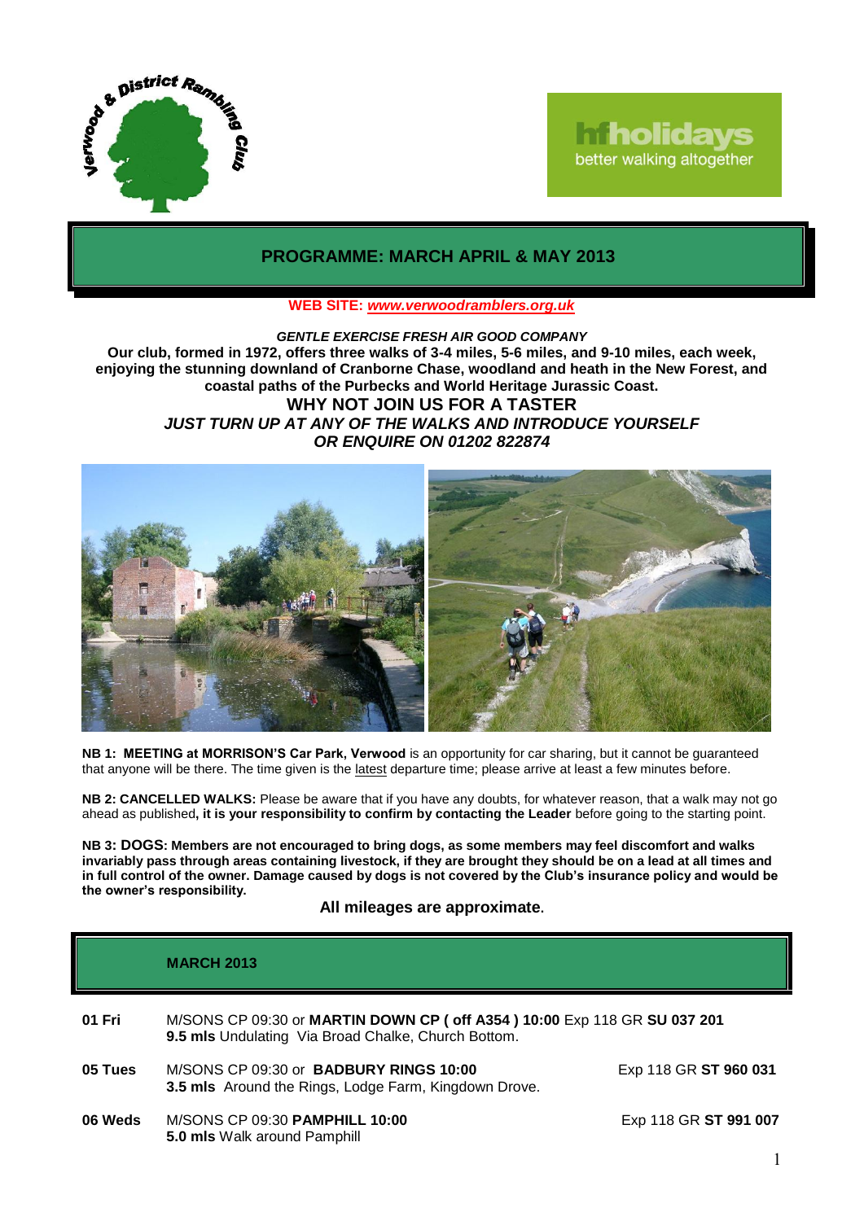Verwood & District Rambling Club

hfholidays better walking altogether

# PROGRAMME: MARCH APRIL & MAY 2013

**WEB SITE: *www.verwoodramblers.org.uk***

***GENTLE EXERCISE FRESH AIR GOOD COMPANY***

**Our club, formed in 1972, offers three walks of 3-4 miles, 5-6 miles, and 9-10 miles, each week, enjoying the stunning downland of Cranborne Chase, woodland and heath in the New Forest, and coastal paths of the Purbecks and World Heritage Jurassic Coast.**

**WHY NOT JOIN US FOR A TASTER**

***JUST TURN UP AT ANY OF THE WALKS AND INTRODUCE YOURSELF***
***OR ENQUIRE ON 01202 822874***

**NB 1: MEETING at MORRISON'S Car Park, Verwood** is an opportunity for car sharing, but it cannot be guaranteed that anyone will be there. The time given is the latest departure time; please arrive at least a few minutes before.

**NB 2: CANCELLED WALKS:** Please be aware that if you have any doubts, for whatever reason, that a walk may not go ahead as published**, it is your responsibility to confirm by contacting the Leader** before going to the starting point.

**NB 3: DOGS: Members are not encouraged to bring dogs, as some members may feel discomfort and walks invariably pass through areas containing livestock, if they are brought they should be on a lead at all times and in full control of the owner. Damage caused by dogs is not covered by the Club's insurance policy and would be the owner's responsibility.**

**All mileages are approximate.**

## MARCH 2013

**01 Fri** M/SONS CP 09:30 or **MARTIN DOWN CP ( off A354 ) 10:00** Exp 118 GR **SU 037 201**
**9.5 mls** Undulating Via Broad Chalke, Church Bottom.

**05 Tues** M/SONS CP 09:30 or **BADBURY RINGS 10:00** Exp 118 GR **ST 960 031**
**3.5 mls** Around the Rings, Lodge Farm, Kingdown Drove.

**06 Weds** M/SONS CP 09:30 **PAMPHILL 10:00** Exp 118 GR **ST 991 007**
**5.0 mls** Walk around Pamphill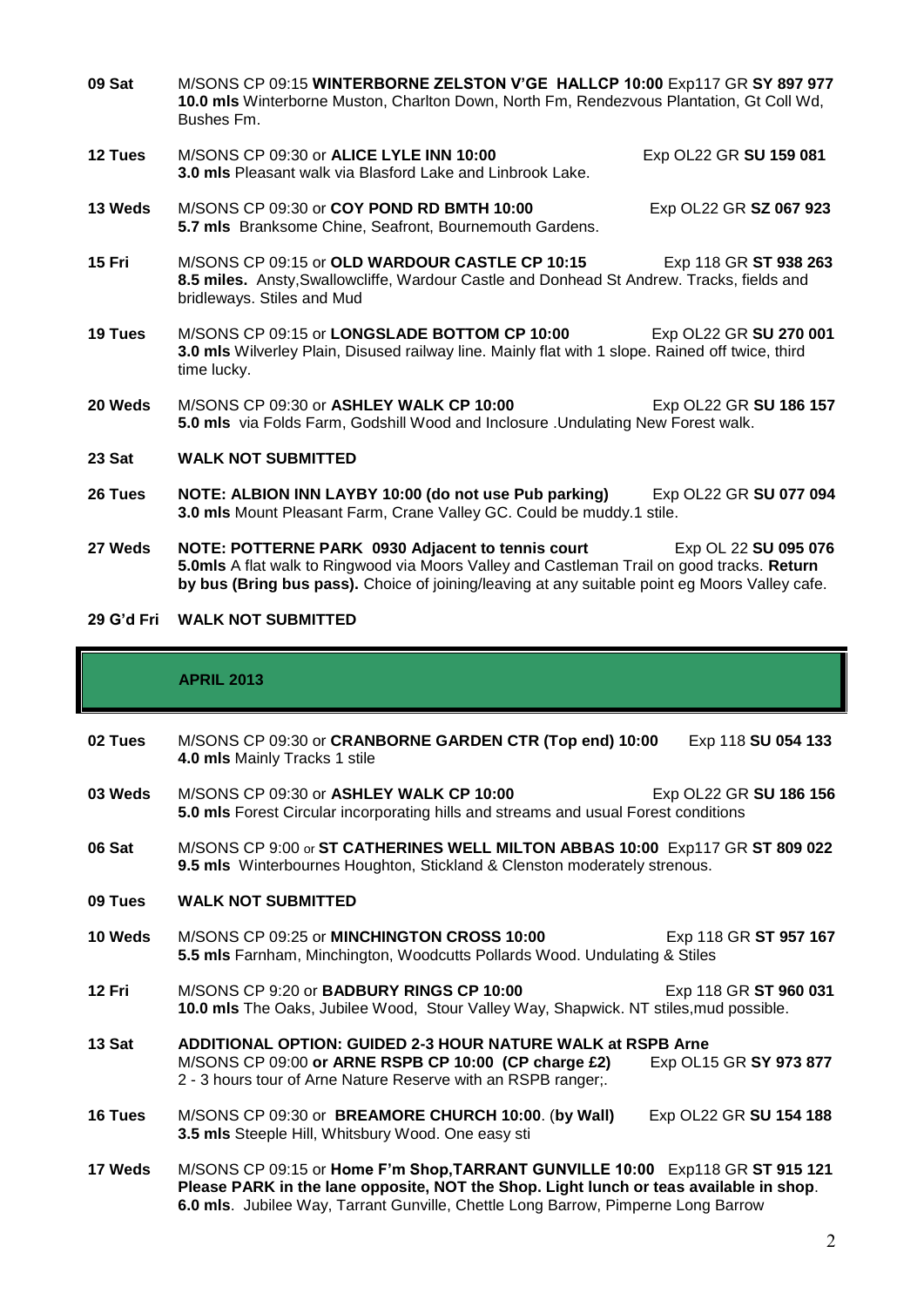**09 Sat** M/SONS CP 09:15 **WINTERBORNE ZELSTON V'GE HALLCP 10:00** Exp117 GR **SY 897 977**
**10.0 mls** Winterborne Muston, Charlton Down, North Fm, Rendezvous Plantation, Gt Coll Wd, Bushes Fm.

**12 Tues** M/SONS CP 09:30 or **ALICE LYLE INN 10:00** Exp OL22 GR **SU 159 081**
**3.0 mls** Pleasant walk via Blasford Lake and Linbrook Lake.

**13 Weds** M/SONS CP 09:30 or **COY POND RD BMTH 10:00** Exp OL22 GR **SZ 067 923**
**5.7 mls** Branksome Chine, Seafront, Bournemouth Gardens.

**15 Fri** M/SONS CP 09:15 or **OLD WARDOUR CASTLE CP 10:15** Exp 118 GR **ST 938 263**
**8.5 miles.** Ansty,Swallowcliffe, Wardour Castle and Donhead St Andrew. Tracks, fields and bridleways. Stiles and Mud

**19 Tues** M/SONS CP 09:15 or **LONGSLADE BOTTOM CP 10:00** Exp OL22 GR **SU 270 001**
**3.0 mls** Wilverley Plain, Disused railway line. Mainly flat with 1 slope. Rained off twice, third time lucky.

**20 Weds** M/SONS CP 09:30 or **ASHLEY WALK CP 10:00** Exp OL22 GR **SU 186 157**
**5.0 mls** via Folds Farm, Godshill Wood and Inclosure .Undulating New Forest walk.

**23 Sat** **WALK NOT SUBMITTED**

**26 Tues** **NOTE: ALBION INN LAYBY 10:00 (do not use Pub parking)** Exp OL22 GR **SU 077 094**
**3.0 mls** Mount Pleasant Farm, Crane Valley GC. Could be muddy.1 stile.

**27 Weds** **NOTE: POTTERNE PARK 0930 Adjacent to tennis court** Exp OL 22 **SU 095 076**
**5.0mls** A flat walk to Ringwood via Moors Valley and Castleman Trail on good tracks. **Return by bus (Bring bus pass).** Choice of joining/leaving at any suitable point eg Moors Valley cafe.

**29 G'd Fri** **WALK NOT SUBMITTED**

## APRIL 2013

**02 Tues** M/SONS CP 09:30 or **CRANBORNE GARDEN CTR (Top end) 10:00** Exp 118 **SU 054 133**
**4.0 mls** Mainly Tracks 1 stile

**03 Weds** M/SONS CP 09:30 or **ASHLEY WALK CP 10:00** Exp OL22 GR **SU 186 156**
**5.0 mls** Forest Circular incorporating hills and streams and usual Forest conditions

**06 Sat** M/SONS CP 9:00 or **ST CATHERINES WELL MILTON ABBAS 10:00** Exp117 GR **ST 809 022**
**9.5 mls** Winterbournes Houghton, Stickland & Clenston moderately strenous.

**09 Tues** **WALK NOT SUBMITTED**

**10 Weds** M/SONS CP 09:25 or **MINCHINGTON CROSS 10:00** Exp 118 GR **ST 957 167**
**5.5 mls** Farnham, Minchington, Woodcutts Pollards Wood. Undulating & Stiles

**12 Fri** M/SONS CP 9:20 or **BADBURY RINGS CP 10:00** Exp 118 GR **ST 960 031**
**10.0 mls** The Oaks, Jubilee Wood, Stour Valley Way, Shapwick. NT stiles,mud possible.

**13 Sat** **ADDITIONAL OPTION: GUIDED 2-3 HOUR NATURE WALK at RSPB Arne**
M/SONS CP 09:00 **or ARNE RSPB CP 10:00 (CP charge £2)** Exp OL15 GR **SY 973 877**
2 - 3 hours tour of Arne Nature Reserve with an RSPB ranger;.

**16 Tues** M/SONS CP 09:30 or **BREAMORE CHURCH 10:00**. (**by Wall)** Exp OL22 GR **SU 154 188**
**3.5 mls** Steeple Hill, Whitsbury Wood. One easy sti

**17 Weds** M/SONS CP 09:15 or **Home F'm Shop,TARRANT GUNVILLE 10:00** Exp118 GR **ST 915 121**
**Please PARK in the lane opposite, NOT the Shop. Light lunch or teas available in shop**.
**6.0 mls**. Jubilee Way, Tarrant Gunville, Chettle Long Barrow, Pimperne Long Barrow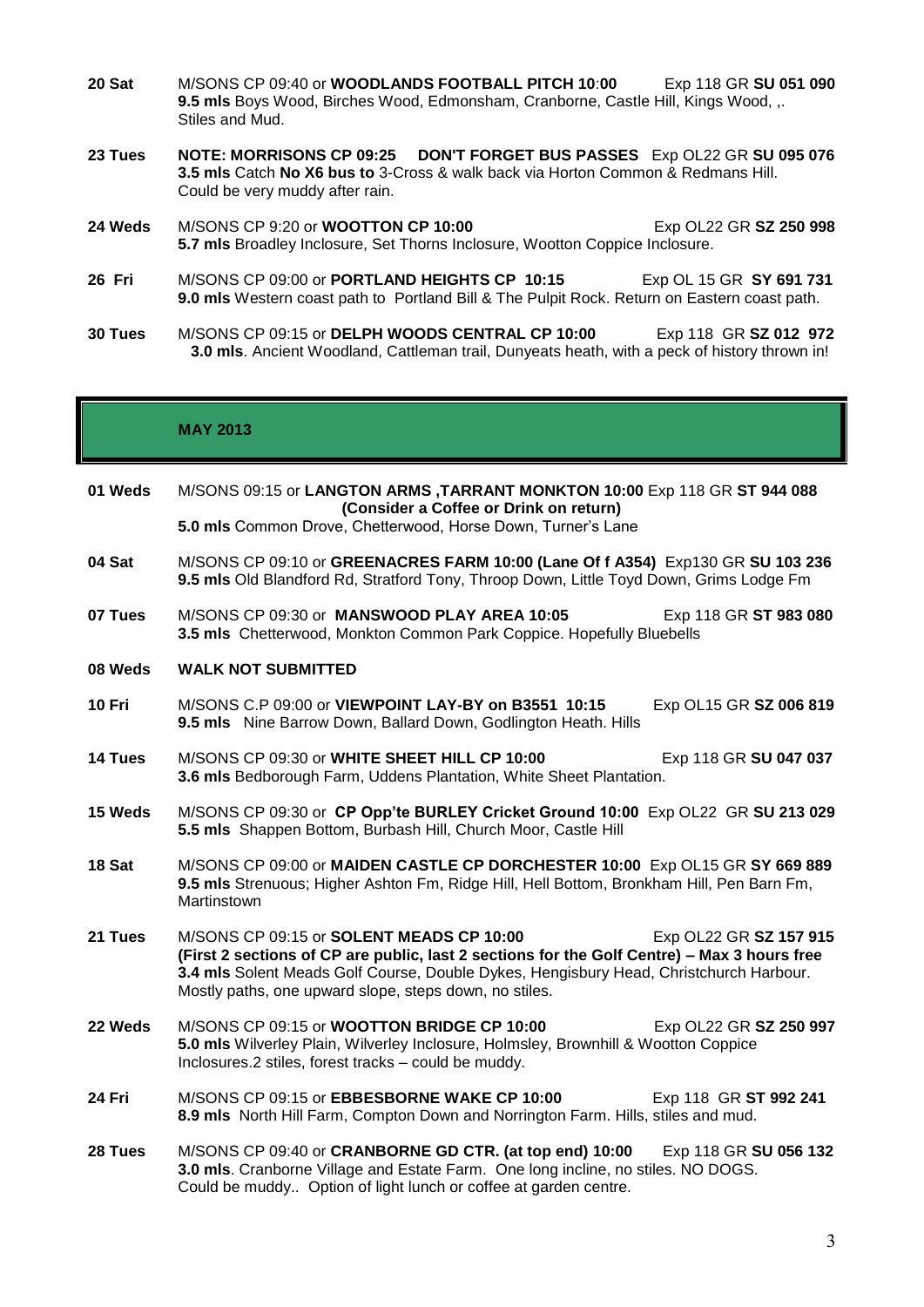**20 Sat** M/SONS CP 09:40 or **WOODLANDS FOOTBALL PITCH 10**:**00** Exp 118 GR **SU 051 090**
**9.5 mls** Boys Wood, Birches Wood, Edmonsham, Cranborne, Castle Hill, Kings Wood, ,. Stiles and Mud.

**23 Tues** **NOTE: MORRISONS CP 09:25 DON'T FORGET BUS PASSES** Exp OL22 GR **SU 095 076**
**3.5 mls** Catch **No X6 bus to** 3-Cross & walk back via Horton Common & Redmans Hill. Could be very muddy after rain.

**24 Weds** M/SONS CP 9:20 or **WOOTTON CP 10:00** Exp OL22 GR **SZ 250 998**
**5.7 mls** Broadley Inclosure, Set Thorns Inclosure, Wootton Coppice Inclosure.

**26 Fri** M/SONS CP 09:00 or **PORTLAND HEIGHTS CP 10:15** Exp OL 15 GR **SY 691 731**
**9.0 mls** Western coast path to Portland Bill & The Pulpit Rock. Return on Eastern coast path.

**30 Tues** M/SONS CP 09:15 or **DELPH WOODS CENTRAL CP 10:00** Exp 118 GR **SZ 012 972**
**3.0 mls**. Ancient Woodland, Cattleman trail, Dunyeats heath, with a peck of history thrown in!

## MAY 2013

**01 Weds** M/SONS 09:15 or **LANGTON ARMS ,TARRANT MONKTON 10:00** Exp 118 GR **ST 944 088**
**(Consider a Coffee or Drink on return)**
**5.0 mls** Common Drove, Chetterwood, Horse Down, Turner's Lane

**04 Sat** M/SONS CP 09:10 or **GREENACRES FARM 10:00 (Lane Of f A354)** Exp130 GR **SU 103 236**
**9.5 mls** Old Blandford Rd, Stratford Tony, Throop Down, Little Toyd Down, Grims Lodge Fm

**07 Tues** M/SONS CP 09:30 or **MANSWOOD PLAY AREA 10:05** Exp 118 GR **ST 983 080**
**3.5 mls** Chetterwood, Monkton Common Park Coppice. Hopefully Bluebells

**08 Weds** **WALK NOT SUBMITTED**

**10 Fri** M/SONS C.P 09:00 or **VIEWPOINT LAY-BY on B3551 10:15** Exp OL15 GR **SZ 006 819**
**9.5 mls** Nine Barrow Down, Ballard Down, Godlington Heath. Hills

**14 Tues** M/SONS CP 09:30 or **WHITE SHEET HILL CP 10:00** Exp 118 GR **SU 047 037**
**3.6 mls** Bedborough Farm, Uddens Plantation, White Sheet Plantation.

**15 Weds** M/SONS CP 09:30 or **CP Opp'te BURLEY Cricket Ground 10:00** Exp OL22 GR **SU 213 029**
**5.5 mls** Shappen Bottom, Burbash Hill, Church Moor, Castle Hill

**18 Sat** M/SONS CP 09:00 or **MAIDEN CASTLE CP DORCHESTER 10:00** Exp OL15 GR **SY 669 889**
**9.5 mls** Strenuous; Higher Ashton Fm, Ridge Hill, Hell Bottom, Bronkham Hill, Pen Barn Fm, Martinstown

**21 Tues** M/SONS CP 09:15 or **SOLENT MEADS CP 10:00** Exp OL22 GR **SZ 157 915**
**(First 2 sections of CP are public, last 2 sections for the Golf Centre) – Max 3 hours free**
**3.4 mls** Solent Meads Golf Course, Double Dykes, Hengisbury Head, Christchurch Harbour. Mostly paths, one upward slope, steps down, no stiles.

**22 Weds** M/SONS CP 09:15 or **WOOTTON BRIDGE CP 10:00** Exp OL22 GR **SZ 250 997**
**5.0 mls** Wilverley Plain, Wilverley Inclosure, Holmsley, Brownhill & Wootton Coppice Inclosures.2 stiles, forest tracks – could be muddy.

**24 Fri** M/SONS CP 09:15 or **EBBESBORNE WAKE CP 10:00** Exp 118 GR **ST 992 241**
**8.9 mls** North Hill Farm, Compton Down and Norrington Farm. Hills, stiles and mud.

**28 Tues** M/SONS CP 09:40 or **CRANBORNE GD CTR. (at top end) 10:00** Exp 118 GR **SU 056 132**
**3.0 mls**. Cranborne Village and Estate Farm. One long incline, no stiles. NO DOGS. Could be muddy.. Option of light lunch or coffee at garden centre.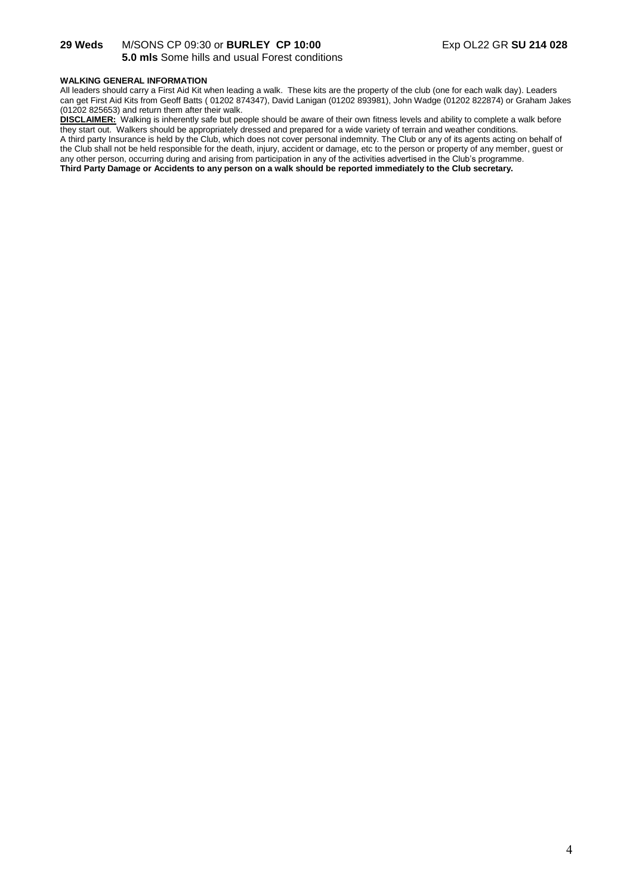**29 Weds** M/SONS CP 09:30 or **BURLEY CP 10:00** Exp OL22 GR **SU 214 028**
**5.0 mls** Some hills and usual Forest conditions

**WALKING GENERAL INFORMATION**

All leaders should carry a First Aid Kit when leading a walk. These kits are the property of the club (one for each walk day). Leaders can get First Aid Kits from Geoff Batts ( 01202 874347), David Lanigan (01202 893981), John Wadge (01202 822874) or Graham Jakes (01202 825653) and return them after their walk.

**DISCLAIMER:** Walking is inherently safe but people should be aware of their own fitness levels and ability to complete a walk before they start out. Walkers should be appropriately dressed and prepared for a wide variety of terrain and weather conditions.

A third party Insurance is held by the Club, which does not cover personal indemnity. The Club or any of its agents acting on behalf of the Club shall not be held responsible for the death, injury, accident or damage, etc to the person or property of any member, guest or any other person, occurring during and arising from participation in any of the activities advertised in the Club's programme.

**Third Party Damage or Accidents to any person on a walk should be reported immediately to the Club secretary.**